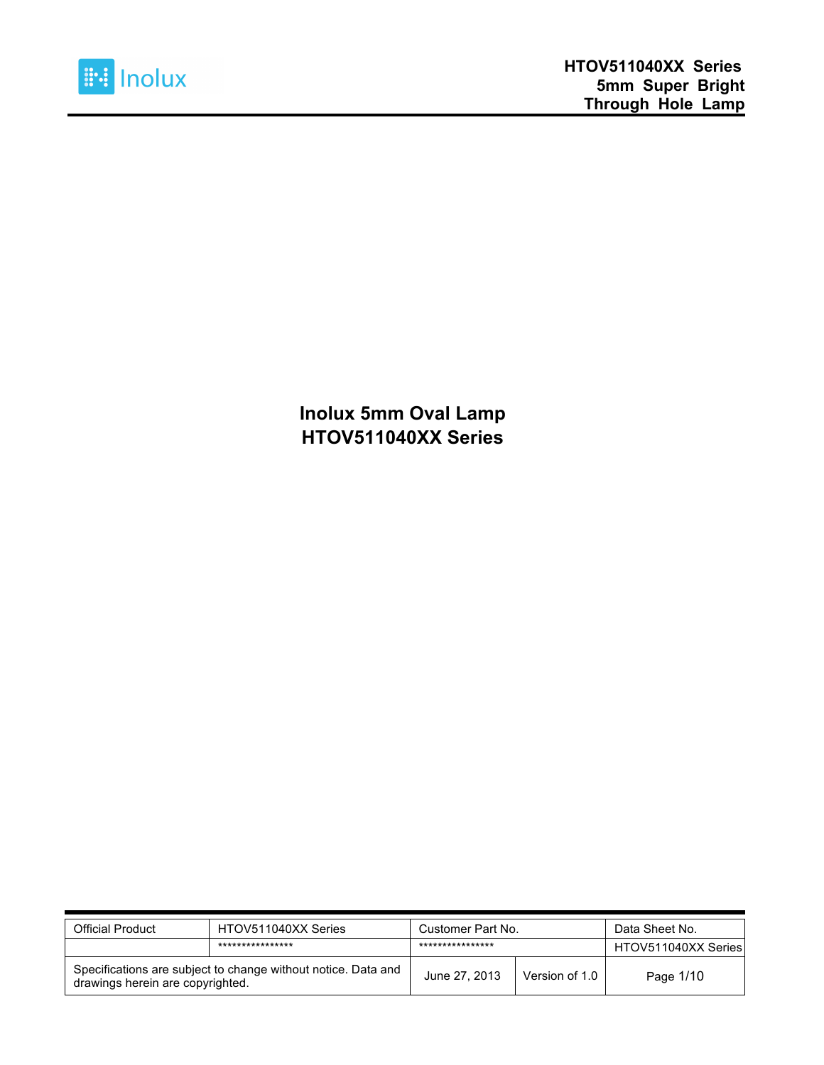# Inolux 5mm Oval Lamp
# HTOV511040XX Series

| Official Product | HTOV511040XX Series | Customer Part No. | | Data Sheet No. |
|---|---|---|---|---|
| | **************** | **************** | | HTOV511040XX Series |
| Specifications are subject to change without notice. Data and drawings herein are copyrighted. | | June 27, 2013 | Version of 1.0 | Page 1/10 |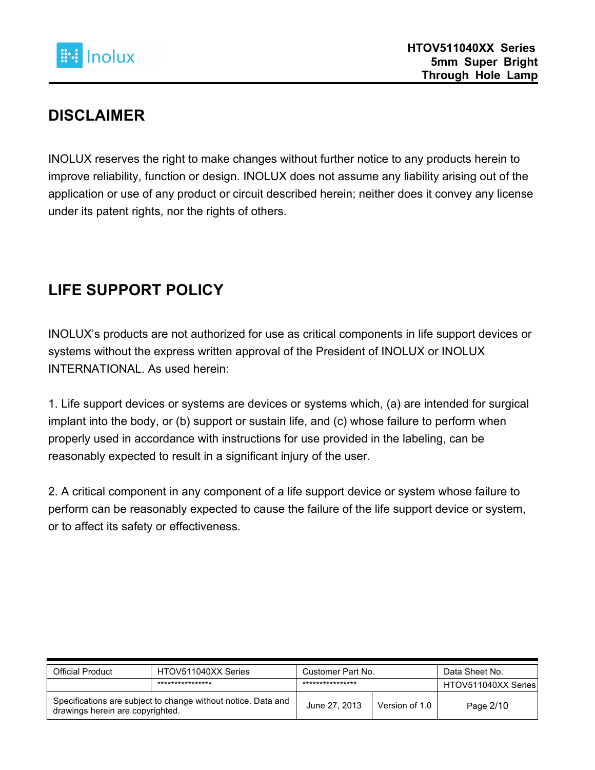## DISCLAIMER

INOLUX reserves the right to make changes without further notice to any products herein to improve reliability, function or design. INOLUX does not assume any liability arising out of the application or use of any product or circuit described herein; neither does it convey any license under its patent rights, nor the rights of others.

## LIFE SUPPORT POLICY

INOLUX's products are not authorized for use as critical components in life support devices or systems without the express written approval of the President of INOLUX or INOLUX INTERNATIONAL. As used herein:

1. Life support devices or systems are devices or systems which, (a) are intended for surgical implant into the body, or (b) support or sustain life, and (c) whose failure to perform when properly used in accordance with instructions for use provided in the labeling, can be reasonably expected to result in a significant injury of the user.

2. A critical component in any component of a life support device or system whose failure to perform can be reasonably expected to cause the failure of the life support device or system, or to affect its safety or effectiveness.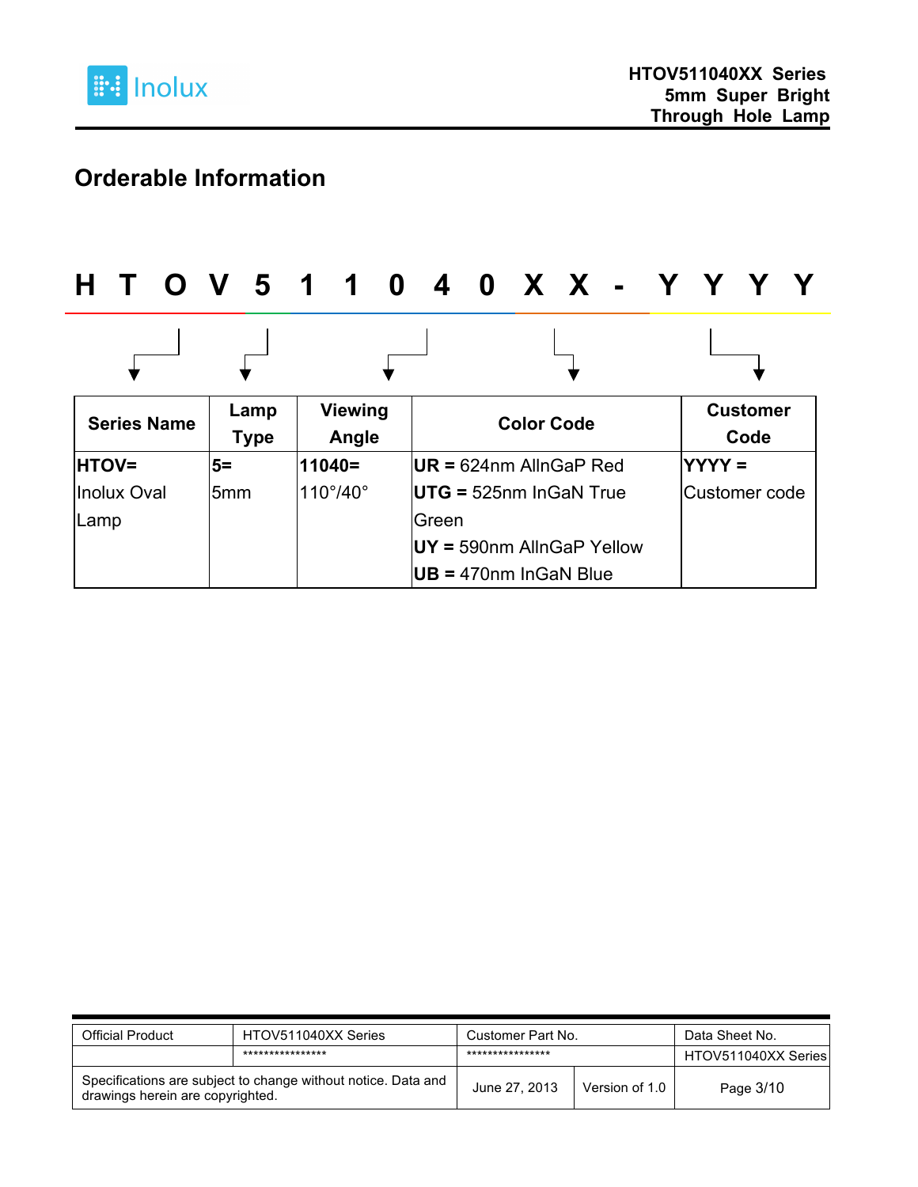## Orderable Information

**H T O V 5 1 1 0 4 0 X X - Y Y Y Y**

| Series Name | Lamp Type | Viewing Angle | Color Code | Customer Code |
|---|---|---|---|---|
| **HTOV=** Inolux Oval Lamp | **5=** 5mm | **11040=** 110°/40° | **UR =** 624nm AlInGaP Red<br>**UTG =** 525nm InGaN True Green<br>**UY =** 590nm AlInGaP Yellow<br>**UB =** 470nm InGaN Blue | **YYYY =** Customer code |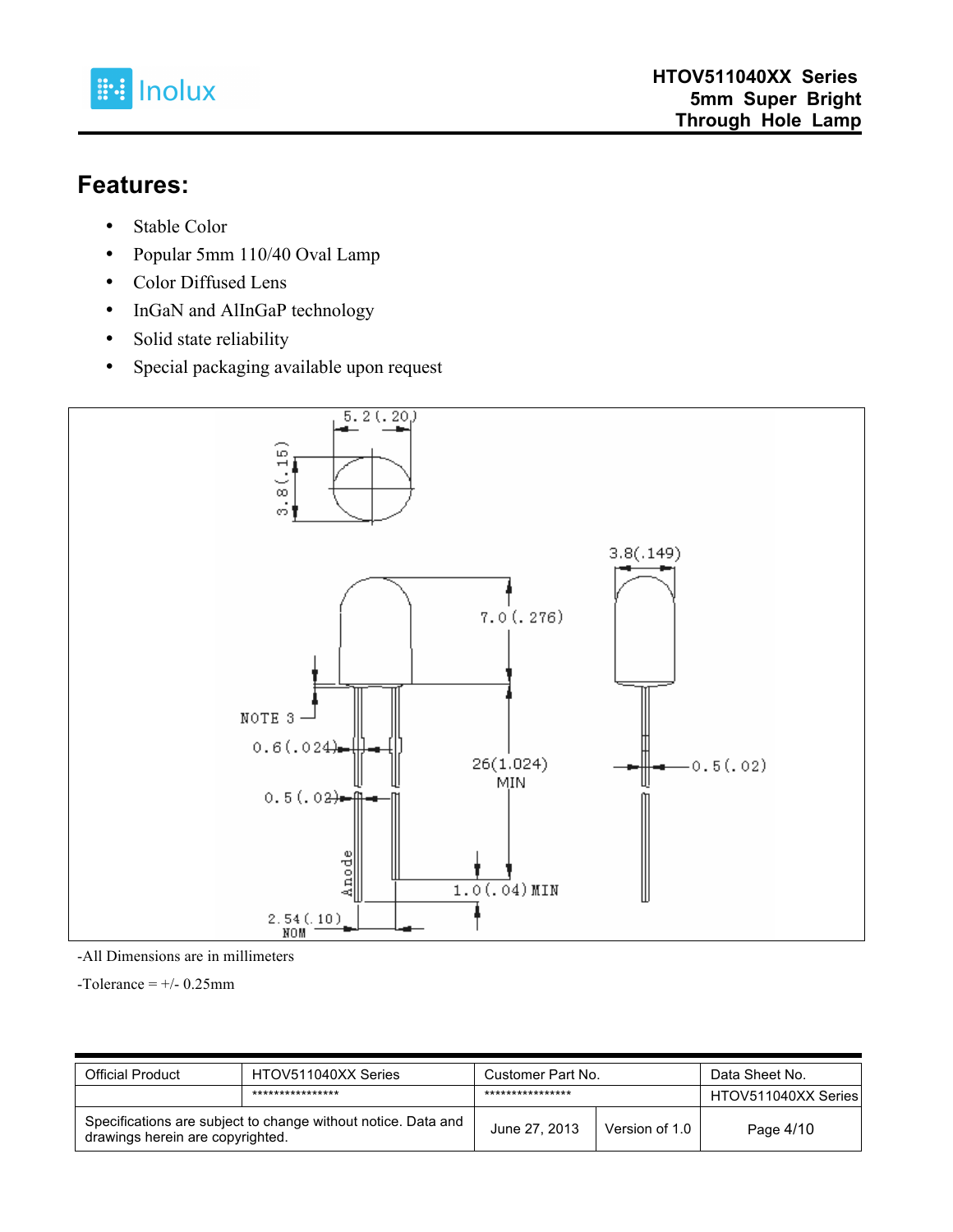## Features:

- Stable Color
- Popular 5mm 110/40 Oval Lamp
- Color Diffused Lens
- InGaN and AlInGaP technology
- Solid state reliability
- Special packaging available upon request

-All Dimensions are in millimeters

-Tolerance = +/- 0.25mm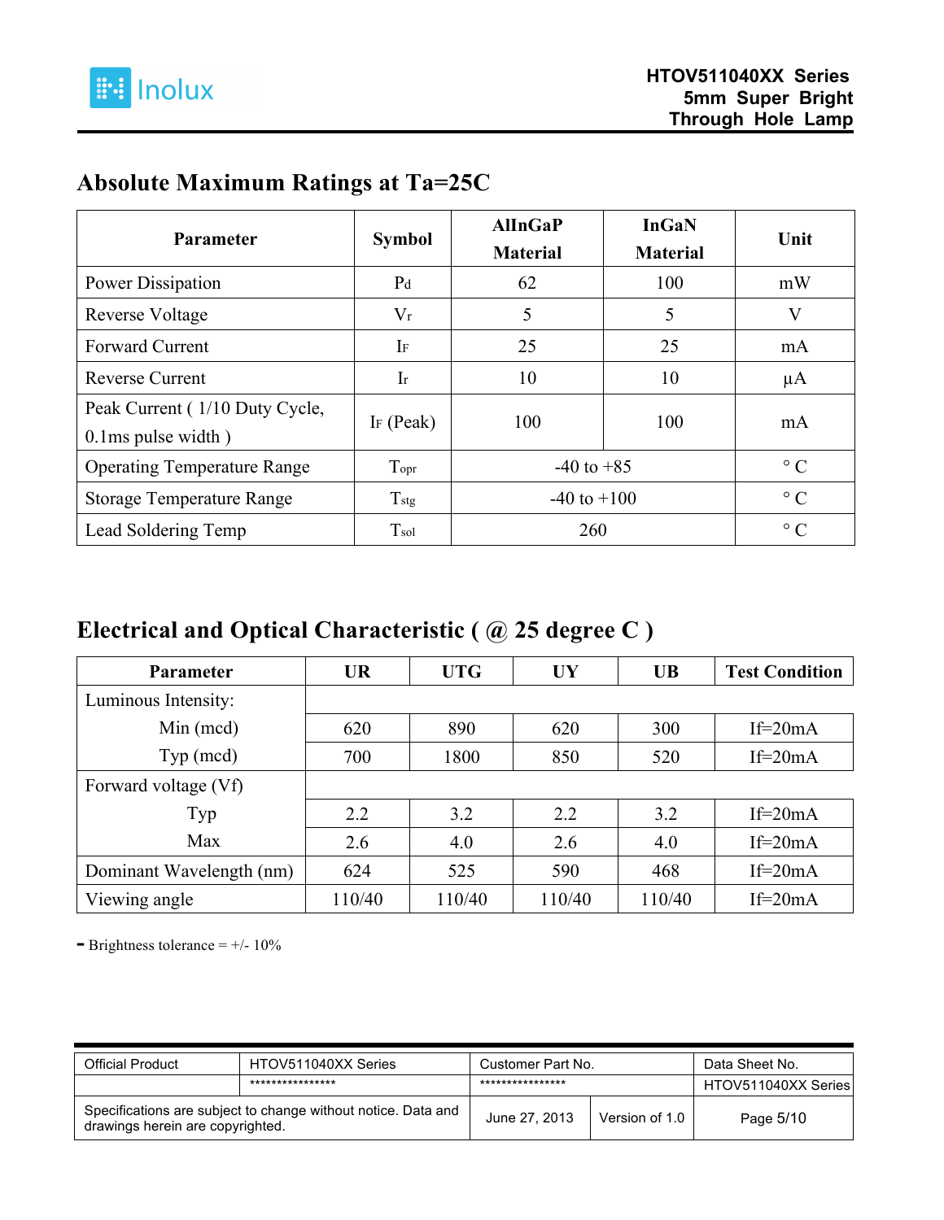## Absolute Maximum Ratings at Ta=25C

| Parameter | Symbol | AlInGaP Material | InGaN Material | Unit |
|---|---|---|---|---|
| Power Dissipation | $P_d$ | 62 | 100 | mW |
| Reverse Voltage | $V_r$ | 5 | 5 | V |
| Forward Current | $I_F$ | 25 | 25 | mA |
| Reverse Current | $I_r$ | 10 | 10 | µA |
| Peak Current ( 1/10 Duty Cycle, 0.1ms pulse width ) | $I_F$ (Peak) | 100 | 100 | mA |
| Operating Temperature Range | $T_{opr}$ | -40 to +85 | | ° C |
| Storage Temperature Range | $T_{stg}$ | -40 to +100 | | ° C |
| Lead Soldering Temp | $T_{sol}$ | 260 | | ° C |

## Electrical and Optical Characteristic ( @ 25 degree C )

| Parameter | UR | UTG | UY | UB | Test Condition |
|---|---|---|---|---|---|
| Luminous Intensity: | | | | | |
| Min (mcd) | 620 | 890 | 620 | 300 | If=20mA |
| Typ (mcd) | 700 | 1800 | 850 | 520 | If=20mA |
| Forward voltage (Vf) | | | | | |
| Typ | 2.2 | 3.2 | 2.2 | 3.2 | If=20mA |
| Max | 2.6 | 4.0 | 2.6 | 4.0 | If=20mA |
| Dominant Wavelength (nm) | 624 | 525 | 590 | 468 | If=20mA |
| Viewing angle | 110/40 | 110/40 | 110/40 | 110/40 | If=20mA |

- Brightness tolerance = +/- 10%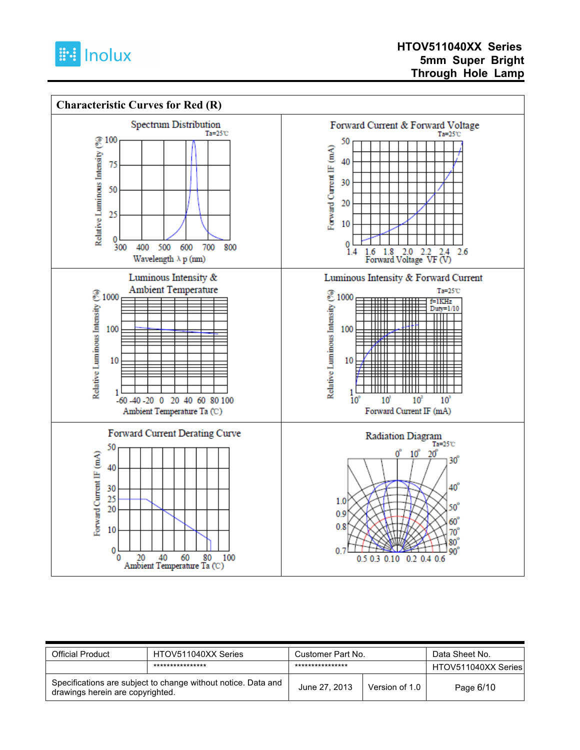## Characteristic Curves for Red (R)

Spectrum Distribution

Ta=25℃

Relative Luminous Intensity (%)

Wavelength λ p (nm)

Forward Current & Forward Voltage

Ta=25℃

Forward Current IF (mA)

Forward Voltage VF (V)

Luminous Intensity & Ambient Temperature

Relative Luminous Intensity (%)

Ambient Temperature Ta (℃)

Luminous Intensity & Forward Current

Ta=25℃

f=1KHz Duty=1/10

Relative Luminous Intensity (%)

Forward Current IF (mA)

Forward Current Derating Curve

Forward Current IF (mA)

Ambient Temperature Ta (℃)

Radiation Diagram

Ta=25℃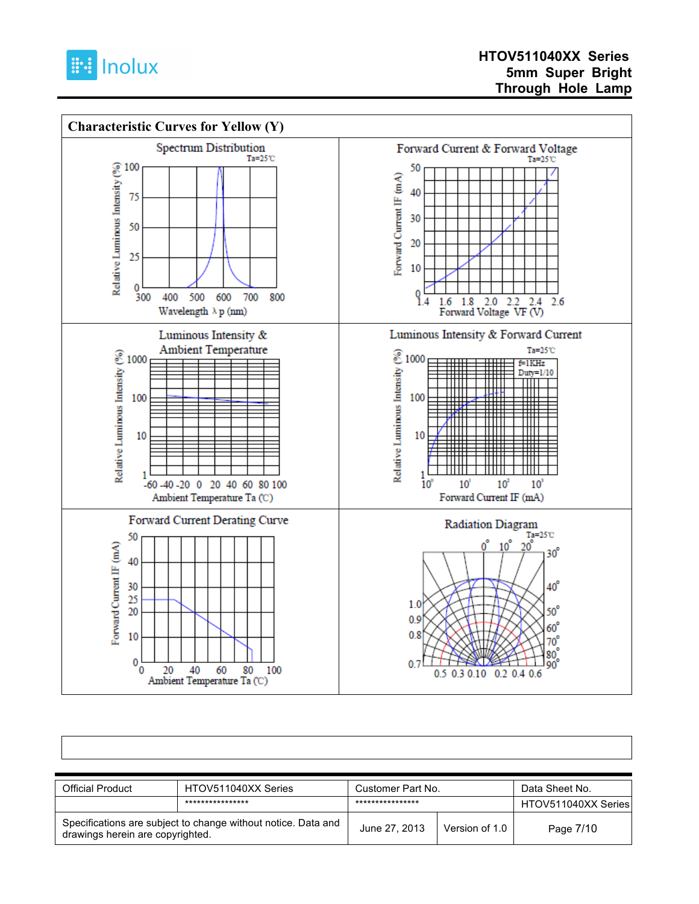## Characteristic Curves for Yellow (Y)

Spectrum Distribution

Ta=25℃

Relative Luminous Intensity (%)

100
75
50
25
0

300 400 500 600 700 800

Wavelength λp (nm)

Forward Current & Forward Voltage

Ta=25℃

Forward Current IF (mA)

50
40
30
20
10
0

1.4 1.6 1.8 2.0 2.2 2.4 2.6

Forward Voltage VF (V)

Luminous Intensity & Ambient Temperature

Relative Luminous Intensity (%)

1000
100
10
1

-60 -40 -20 0 20 40 60 80 100

Ambient Temperature Ta (℃)

Luminous Intensity & Forward Current

Ta=25℃

f=1KHz
Duty=1/10

Relative Luminous Intensity (%)

1000
100
10
1

$10^0$ $10^1$ $10^2$ $10^3$

Forward Current IF (mA)

Forward Current Derating Curve

Forward Current IF (mA)

50
40
30
25
20
10
0

0 20 40 60 80 100

Ambient Temperature Ta (℃)

Radiation Diagram

Ta=25℃

0° 10° 20° 30° 40° 50° 60° 70° 80° 90°

1.0
0.9
0.8
0.7

0.5 0.3 0.1 0 0.2 0.4 0.6

| Official Product | HTOV511040XX Series | Customer Part No. | | Data Sheet No. |
|---|---|---|---|---|
| | **************** | **************** | | HTOV511040XX Series |
| Specifications are subject to change without notice. Data and drawings herein are copyrighted. | | June 27, 2013 | Version of 1.0 | |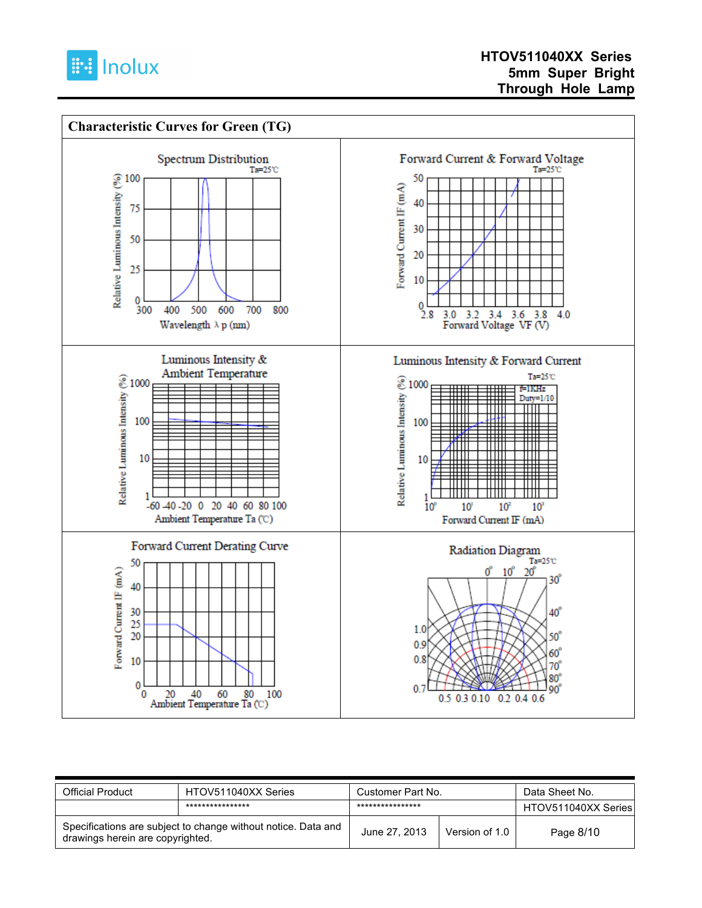## Characteristic Curves for Green (TG)

Spectrum Distribution

Ta=25℃

Relative Luminous Intensity (%)

100, 75, 50, 25, 0

300, 400, 500, 600, 700, 800

Wavelength λ p (nm)

Forward Current & Forward Voltage

Ta=25℃

Forward Current IF (mA)

50, 40, 30, 20, 10, 0

2.8, 3.0, 3.2, 3.4, 3.6, 3.8, 4.0

Forward Voltage VF (V)

Luminous Intensity & Ambient Temperature

Relative Luminous Intensity (%)

1000, 100, 10, 1

-60, -40, -20, 0, 20, 40, 60, 80, 100

Ambient Temperature Ta (℃)

Luminous Intensity & Forward Current

Ta=25℃

f=1KHz

Duty=1/10

Relative Luminous Intensity (%)

1000, 100, 10, 1

$10^0$, $10^1$, $10^2$, $10^3$

Forward Current IF (mA)

Forward Current Derating Curve

Forward Current IF (mA)

50, 40, 30, 25, 20, 10, 0

0, 20, 40, 60, 80, 100

Ambient Temperature Ta (℃)

Radiation Diagram

Ta=25℃

0°, 10°, 20°, 30°, 40°, 50°, 60°, 70°, 80°, 90°

1.0, 0.9, 0.8, 0.7

0.5, 0.3, 0.10, 0.2, 0.4, 0.6

| Official Product | HTOV511040XX Series | Customer Part No. | | Data Sheet No. |
|---|---|---|---|---|
| | **************** | **************** | | HTOV511040XX Series |
| Specifications are subject to change without notice. Data and drawings herein are copyrighted. | | June 27, 2013 | Version of 1.0 | Page 8/10 |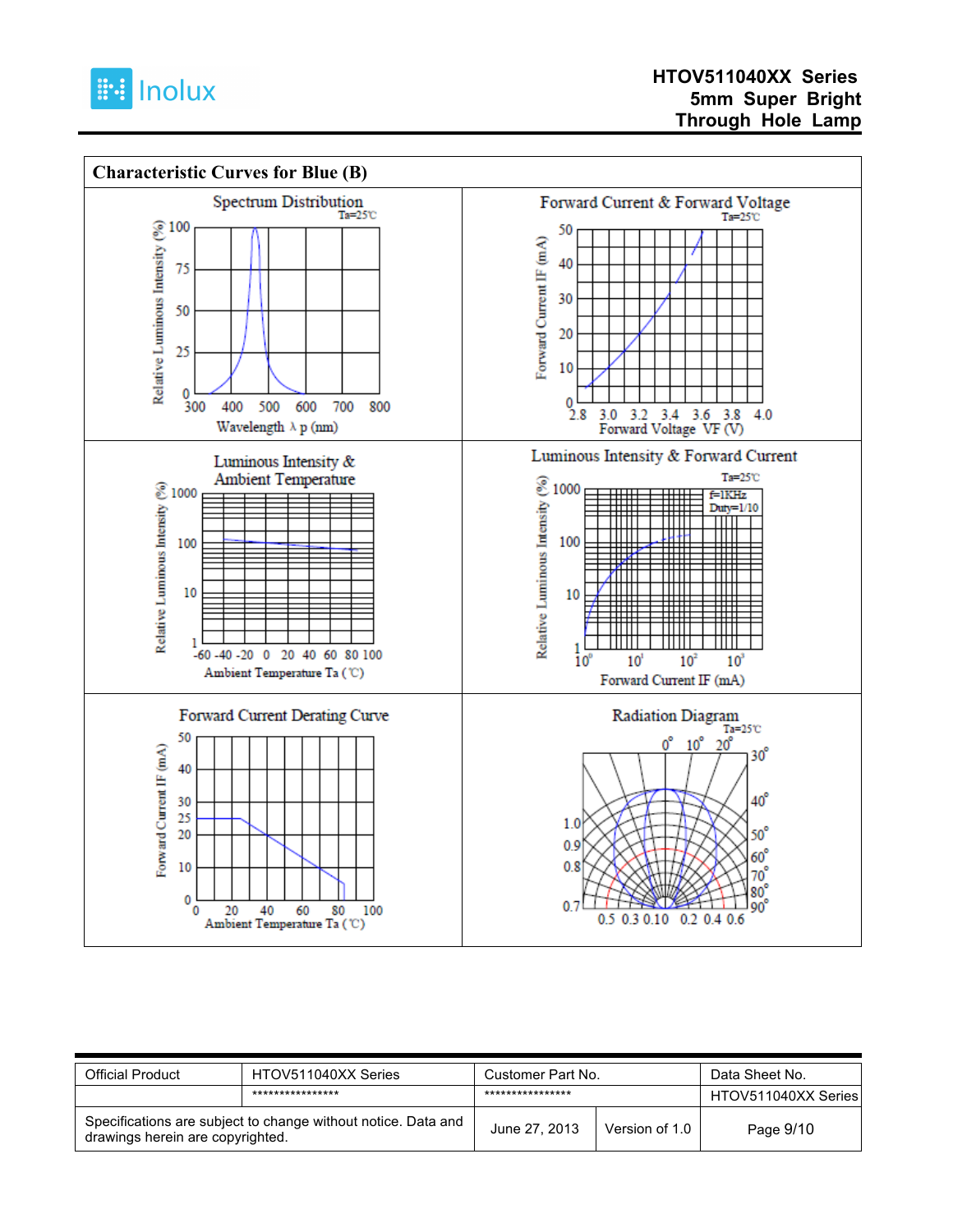## Characteristic Curves for Blue (B)

**Spectrum Distribution** (Ta=25℃)

Relative Luminous Intensity (%): 0, 25, 50, 75, 100
Wavelength λ p (nm): 300, 400, 500, 600, 700, 800

**Forward Current & Forward Voltage** (Ta=25℃)

Forward Current IF (mA): 0, 10, 20, 30, 40, 50
Forward Voltage VF (V): 2.8, 3.0, 3.2, 3.4, 3.6, 3.8, 4.0

**Luminous Intensity & Ambient Temperature**

Relative Luminous Intensity (%): 1, 10, 100, 1000
Ambient Temperature Ta (℃): -60, -40, -20, 0, 20, 40, 60, 80, 100

**Luminous Intensity & Forward Current** (Ta=25℃, f=1KHz, Duty=1/10)

Relative Luminous Intensity (%): 1, 10, 100, 1000
Forward Current IF (mA): $10^0$, $10^1$, $10^2$, $10^3$

**Forward Current Derating Curve**

Forward Current IF (mA): 0, 10, 20, 25, 30, 40, 50
Ambient Temperature Ta (℃): 0, 20, 40, 60, 80, 100

**Radiation Diagram** (Ta=25℃)

Angles: 0°, 10°, 20°, 30°, 40°, 50°, 60°, 70°, 80°, 90°
Scale: 1.0, 0.9, 0.8, 0.7; 0.5, 0.3, 0.1, 0, 0.2, 0.4, 0.6

| Official Product | HTOV511040XX Series | Customer Part No. | | Data Sheet No. |
|---|---|---|---|---|
| | **************** | **************** | | HTOV511040XX Series |
| Specifications are subject to change without notice. Data and drawings herein are copyrighted. | | June 27, 2013 | Version of 1.0 | Page 9/10 |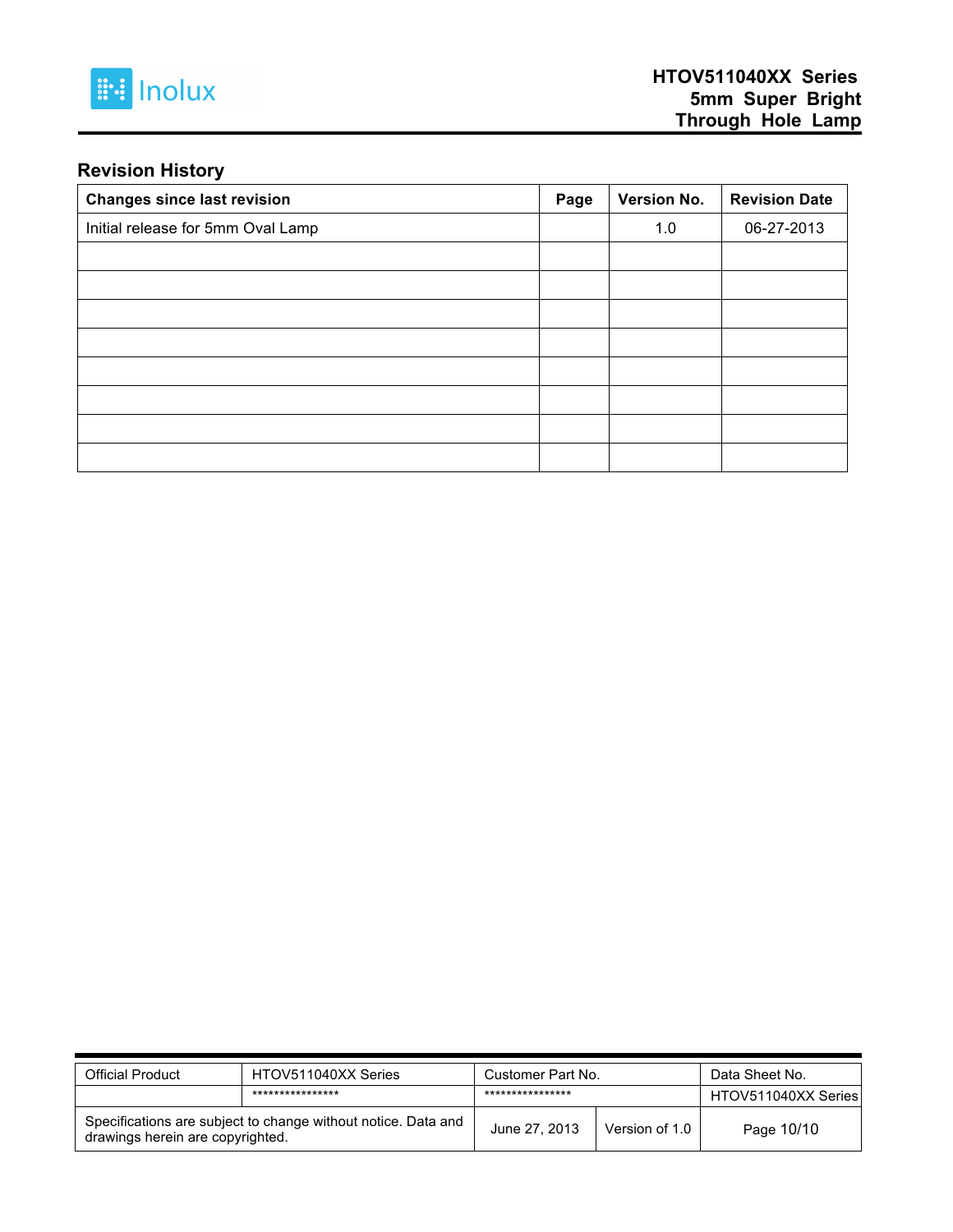## Revision History

| Changes since last revision | Page | Version No. | Revision Date |
|---|---|---|---|
| Initial release for 5mm Oval Lamp | | 1.0 | 06-27-2013 |
| | | | |
| | | | |
| | | | |
| | | | |
| | | | |
| | | | |
| | | | |
| | | | |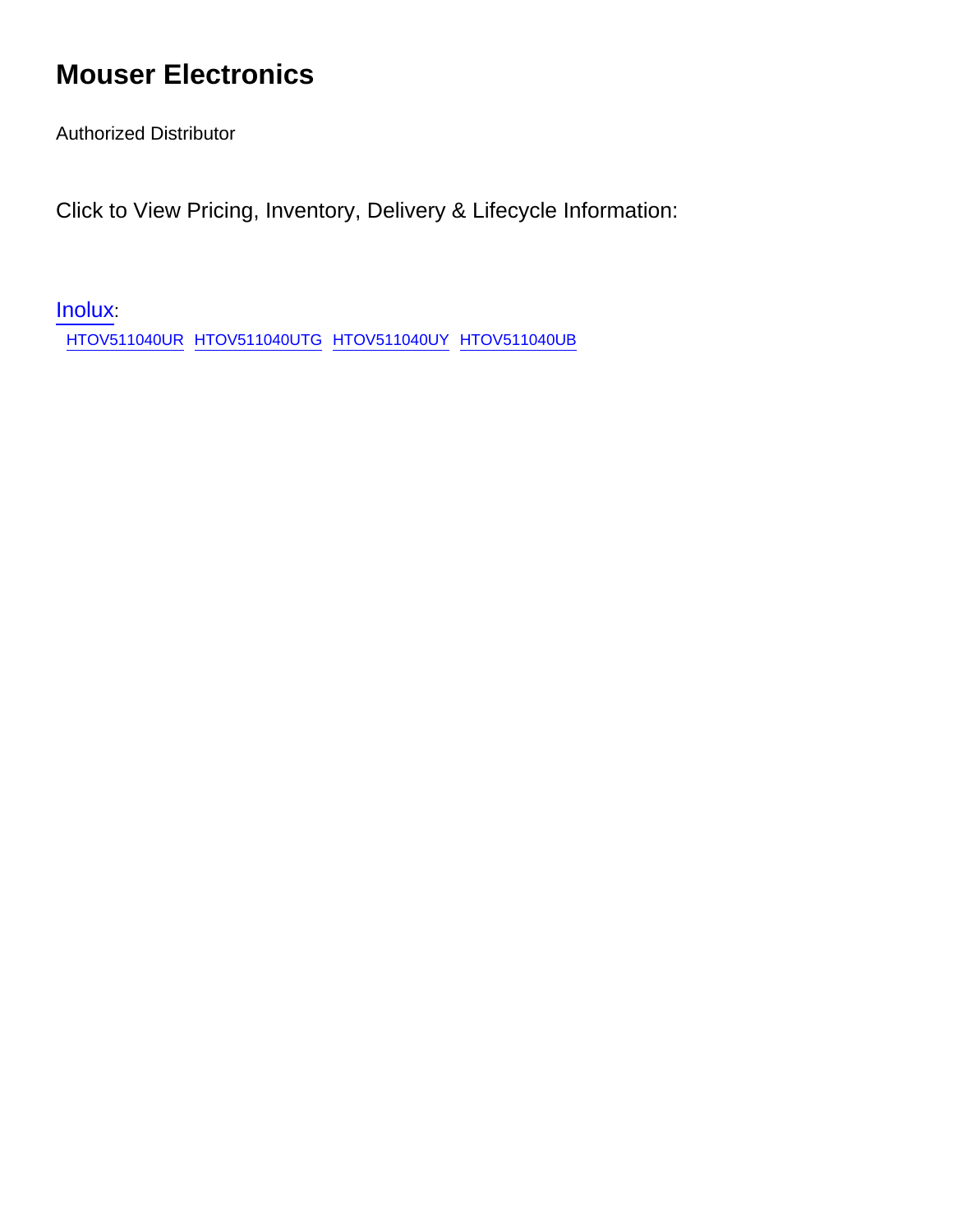# Mouser Electronics

Authorized Distributor

Click to View Pricing, Inventory, Delivery & Lifecycle Information:

Inolux:

HTOV511040UR HTOV511040UTG HTOV511040UY HTOV511040UB